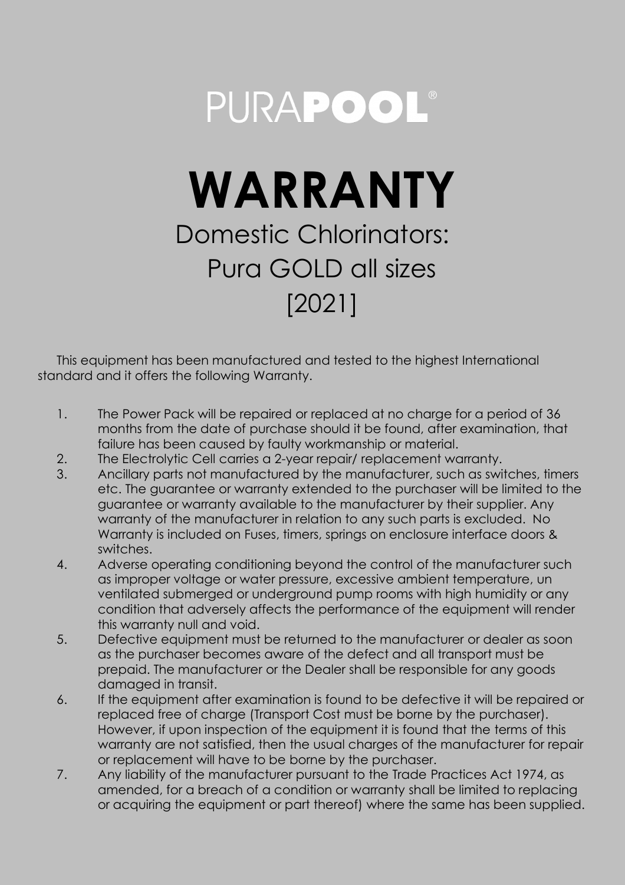# PURAPOOL®

# WARRANTY

## Domestic Chlorinators: Pura GOLD all sizes [2021]

This equipment has been manufactured and tested to the highest International standard and it offers the following Warranty.

1. The Power Pack will be repaired or replaced at no charge for a period of 36 months from the date of purchase should it be found, after examination, that failure has been caused by faulty workmanship or material.
2. The Electrolytic Cell carries a 2-year repair/ replacement warranty.
3. Ancillary parts not manufactured by the manufacturer, such as switches, timers etc. The guarantee or warranty extended to the purchaser will be limited to the guarantee or warranty available to the manufacturer by their supplier. Any warranty of the manufacturer in relation to any such parts is excluded. No Warranty is included on Fuses, timers, springs on enclosure interface doors & switches.
4. Adverse operating conditioning beyond the control of the manufacturer such as improper voltage or water pressure, excessive ambient temperature, un ventilated submerged or underground pump rooms with high humidity or any condition that adversely affects the performance of the equipment will render this warranty null and void.
5. Defective equipment must be returned to the manufacturer or dealer as soon as the purchaser becomes aware of the defect and all transport must be prepaid. The manufacturer or the Dealer shall be responsible for any goods damaged in transit.
6. If the equipment after examination is found to be defective it will be repaired or replaced free of charge (Transport Cost must be borne by the purchaser). However, if upon inspection of the equipment it is found that the terms of this warranty are not satisfied, then the usual charges of the manufacturer for repair or replacement will have to be borne by the purchaser.
7. Any liability of the manufacturer pursuant to the Trade Practices Act 1974, as amended, for a breach of a condition or warranty shall be limited to replacing or acquiring the equipment or part thereof) where the same has been supplied.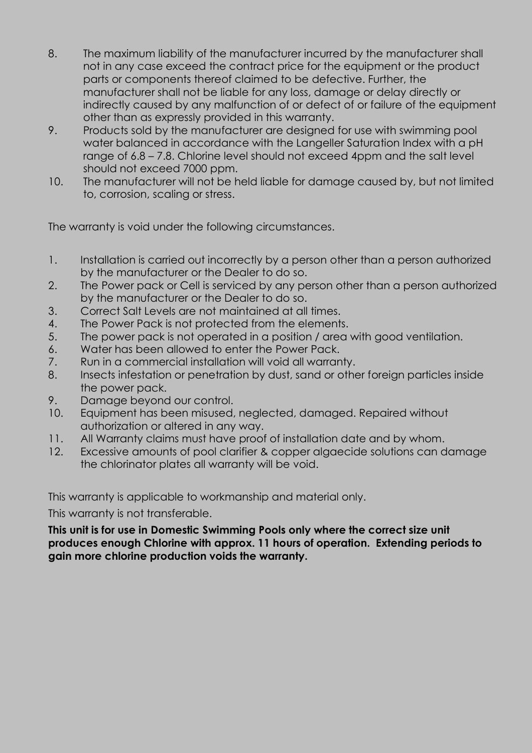8. The maximum liability of the manufacturer incurred by the manufacturer shall not in any case exceed the contract price for the equipment or the product parts or components thereof claimed to be defective. Further, the manufacturer shall not be liable for any loss, damage or delay directly or indirectly caused by any malfunction of or defect of or failure of the equipment other than as expressly provided in this warranty.
9. Products sold by the manufacturer are designed for use with swimming pool water balanced in accordance with the Langeller Saturation Index with a pH range of 6.8 – 7.8. Chlorine level should not exceed 4ppm and the salt level should not exceed 7000 ppm.
10. The manufacturer will not be held liable for damage caused by, but not limited to, corrosion, scaling or stress.

The warranty is void under the following circumstances.

1. Installation is carried out incorrectly by a person other than a person authorized by the manufacturer or the Dealer to do so.
2. The Power pack or Cell is serviced by any person other than a person authorized by the manufacturer or the Dealer to do so.
3. Correct Salt Levels are not maintained at all times.
4. The Power Pack is not protected from the elements.
5. The power pack is not operated in a position / area with good ventilation.
6. Water has been allowed to enter the Power Pack.
7. Run in a commercial installation will void all warranty.
8. Insects infestation or penetration by dust, sand or other foreign particles inside the power pack.
9. Damage beyond our control.
10. Equipment has been misused, neglected, damaged. Repaired without authorization or altered in any way.
11. All Warranty claims must have proof of installation date and by whom.
12. Excessive amounts of pool clarifier & copper algaecide solutions can damage the chlorinator plates all warranty will be void.

This warranty is applicable to workmanship and material only.

This warranty is not transferable.

**This unit is for use in Domestic Swimming Pools only where the correct size unit produces enough Chlorine with approx. 11 hours of operation. Extending periods to gain more chlorine production voids the warranty.**